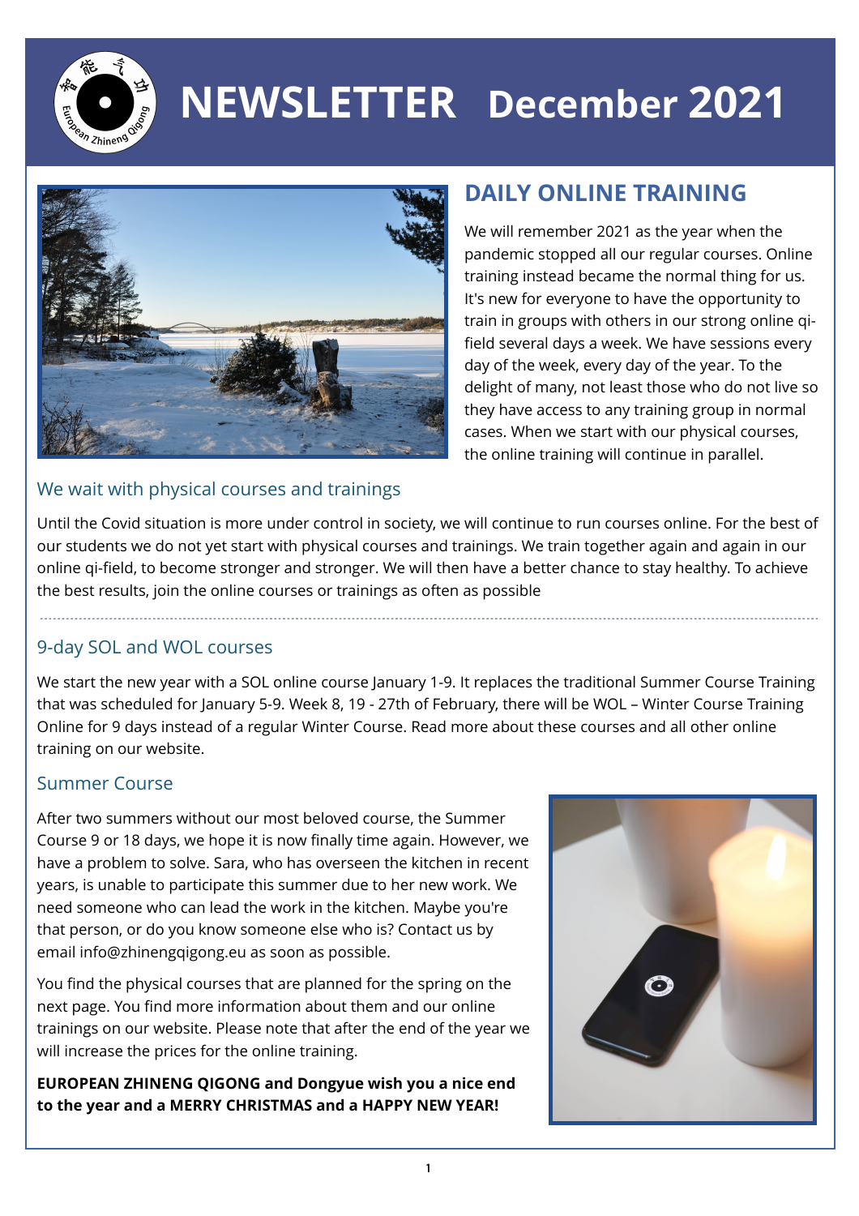# NEWSLETTER December 2021

## DAILY ONLINE TRAINING

We will remember 2021 as the year when the pandemic stopped all our regular courses. Online training instead became the normal thing for us. It's new for everyone to have the opportunity to train in groups with others in our strong online qi-field several days a week. We have sessions every day of the week, every day of the year. To the delight of many, not least those who do not live so they have access to any training group in normal cases. When we start with our physical courses, the online training will continue in parallel.

### We wait with physical courses and trainings

Until the Covid situation is more under control in society, we will continue to run courses online. For the best of our students we do not yet start with physical courses and trainings. We train together again and again in our online qi-field, to become stronger and stronger. We will then have a better chance to stay healthy. To achieve the best results, join the online courses or trainings as often as possible

---

### 9-day SOL and WOL courses

We start the new year with a SOL online course January 1-9. It replaces the traditional Summer Course Training that was scheduled for January 5-9. Week 8, 19 - 27th of February, there will be WOL – Winter Course Training Online for 9 days instead of a regular Winter Course. Read more about these courses and all other online training on our website.

### Summer Course

After two summers without our most beloved course, the Summer Course 9 or 18 days, we hope it is now finally time again. However, we have a problem to solve. Sara, who has overseen the kitchen in recent years, is unable to participate this summer due to her new work. We need someone who can lead the work in the kitchen. Maybe you're that person, or do you know someone else who is? Contact us by email info@zhinengqigong.eu as soon as possible.

You find the physical courses that are planned for the spring on the next page. You find more information about them and our online trainings on our website. Please note that after the end of the year we will increase the prices for the online training.

**EUROPEAN ZHINENG QIGONG and Dongyue wish you a nice end to the year and a MERRY CHRISTMAS and a HAPPY NEW YEAR!**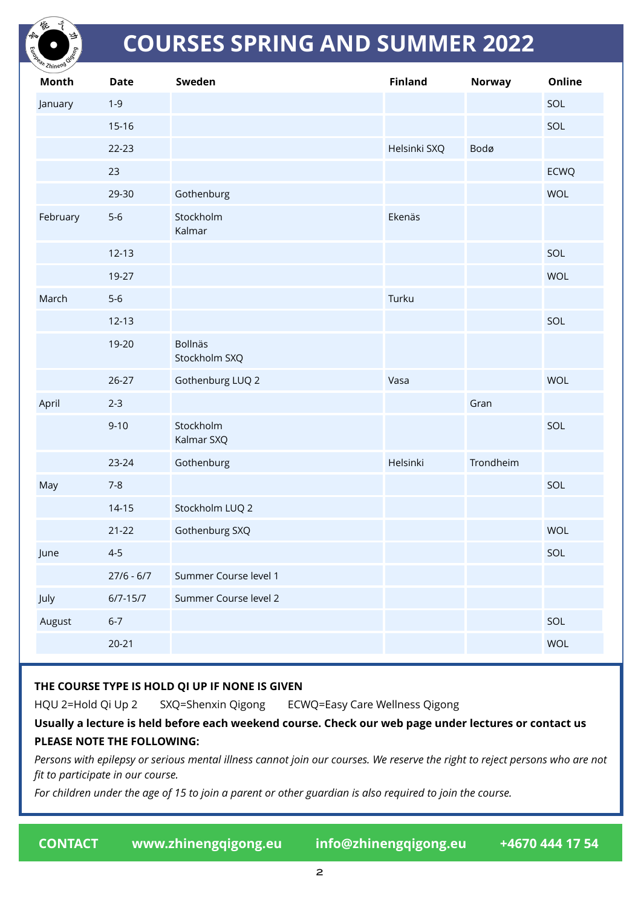# COURSES SPRING AND SUMMER 2022

| Month | Date | Sweden | Finland | Norway | Online |
|---|---|---|---|---|---|
| January | 1-9 | | | | SOL |
| | 15-16 | | | | SOL |
| | 22-23 | | Helsinki SXQ | Bodø | |
| | 23 | | | | ECWQ |
| | 29-30 | Gothenburg | | | WOL |
| February | 5-6 | Stockholm<br>Kalmar | Ekenäs | | |
| | 12-13 | | | | SOL |
| | 19-27 | | | | WOL |
| March | 5-6 | | Turku | | |
| | 12-13 | | | | SOL |
| | 19-20 | Bollnäs<br>Stockholm SXQ | | | |
| | 26-27 | Gothenburg LUQ 2 | Vasa | | WOL |
| April | 2-3 | | | Gran | |
| | 9-10 | Stockholm<br>Kalmar SXQ | | | SOL |
| | 23-24 | Gothenburg | Helsinki | Trondheim | |
| May | 7-8 | | | | SOL |
| | 14-15 | Stockholm LUQ 2 | | | |
| | 21-22 | Gothenburg SXQ | | | WOL |
| June | 4-5 | | | | SOL |
| | 27/6 - 6/7 | Summer Course level 1 | | | |
| July | 6/7-15/7 | Summer Course level 2 | | | |
| August | 6-7 | | | | SOL |
| | 20-21 | | | | WOL |

**THE COURSE TYPE IS HOLD QI UP IF NONE IS GIVEN**

HQU 2=Hold Qi Up 2 SXQ=Shenxin Qigong ECWQ=Easy Care Wellness Qigong

**Usually a lecture is held before each weekend course. Check our web page under lectures or contact us**

**PLEASE NOTE THE FOLLOWING:**

*Persons with epilepsy or serious mental illness cannot join our courses. We reserve the right to reject persons who are not fit to participate in our course.*

*For children under the age of 15 to join a parent or other guardian is also required to join the course.*

**CONTACT** **www.zhinengqigong.eu** **info@zhinengqigong.eu** **+4670 444 17 54**